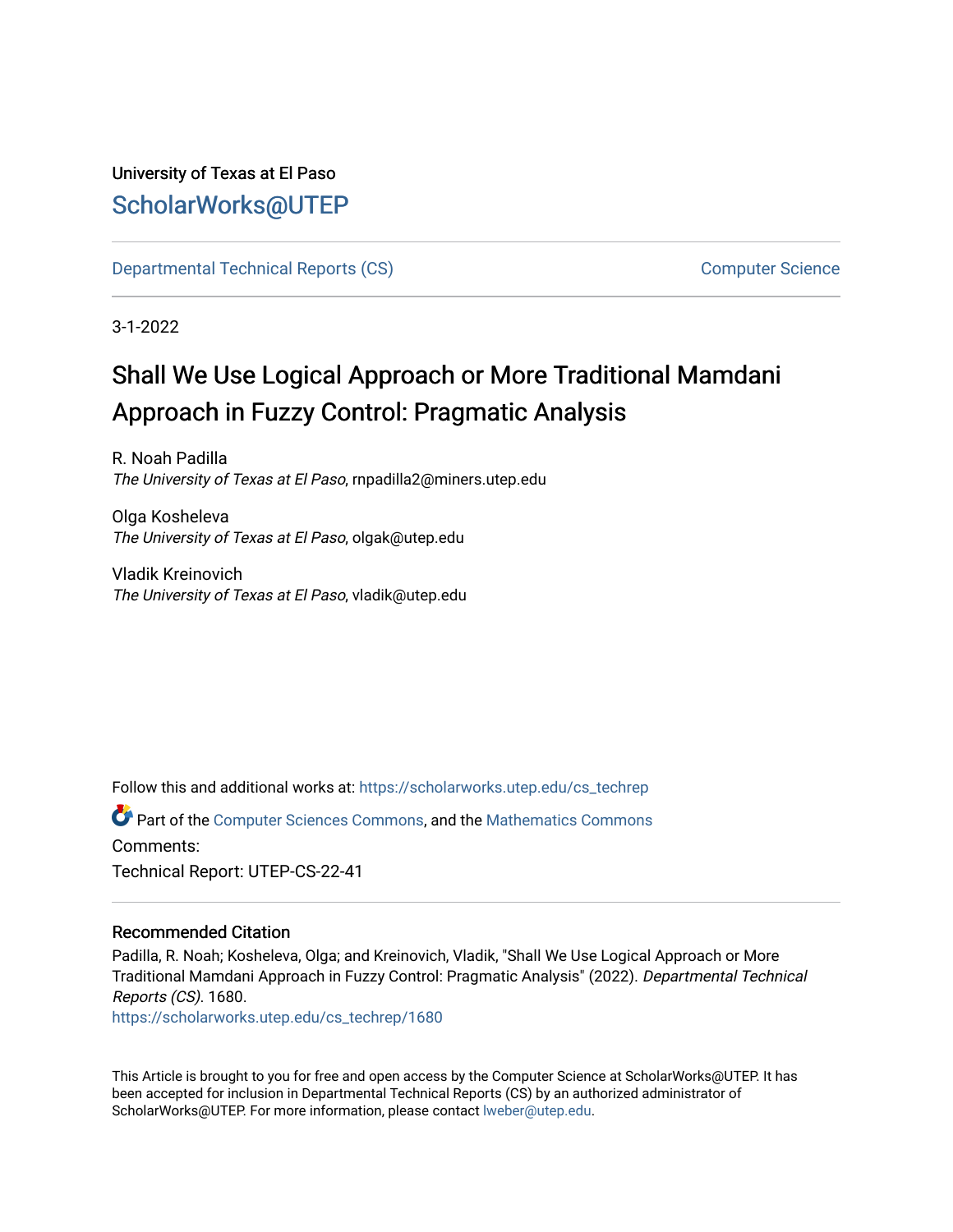University of Texas at El Paso

ScholarWorks@UTEP

Departmental Technical Reports (CS) | Computer Science

3-1-2022

# Shall We Use Logical Approach or More Traditional Mamdani Approach in Fuzzy Control: Pragmatic Analysis

R. Noah Padilla
*The University of Texas at El Paso*, rnpadilla2@miners.utep.edu

Olga Kosheleva
*The University of Texas at El Paso*, olgak@utep.edu

Vladik Kreinovich
*The University of Texas at El Paso*, vladik@utep.edu

Follow this and additional works at: https://scholarworks.utep.edu/cs_techrep

Part of the Computer Sciences Commons, and the Mathematics Commons

Comments:

Technical Report: UTEP-CS-22-41

### Recommended Citation

Padilla, R. Noah; Kosheleva, Olga; and Kreinovich, Vladik, "Shall We Use Logical Approach or More Traditional Mamdani Approach in Fuzzy Control: Pragmatic Analysis" (2022). *Departmental Technical Reports (CS)*. 1680.
https://scholarworks.utep.edu/cs_techrep/1680

This Article is brought to you for free and open access by the Computer Science at ScholarWorks@UTEP. It has been accepted for inclusion in Departmental Technical Reports (CS) by an authorized administrator of ScholarWorks@UTEP. For more information, please contact lweber@utep.edu.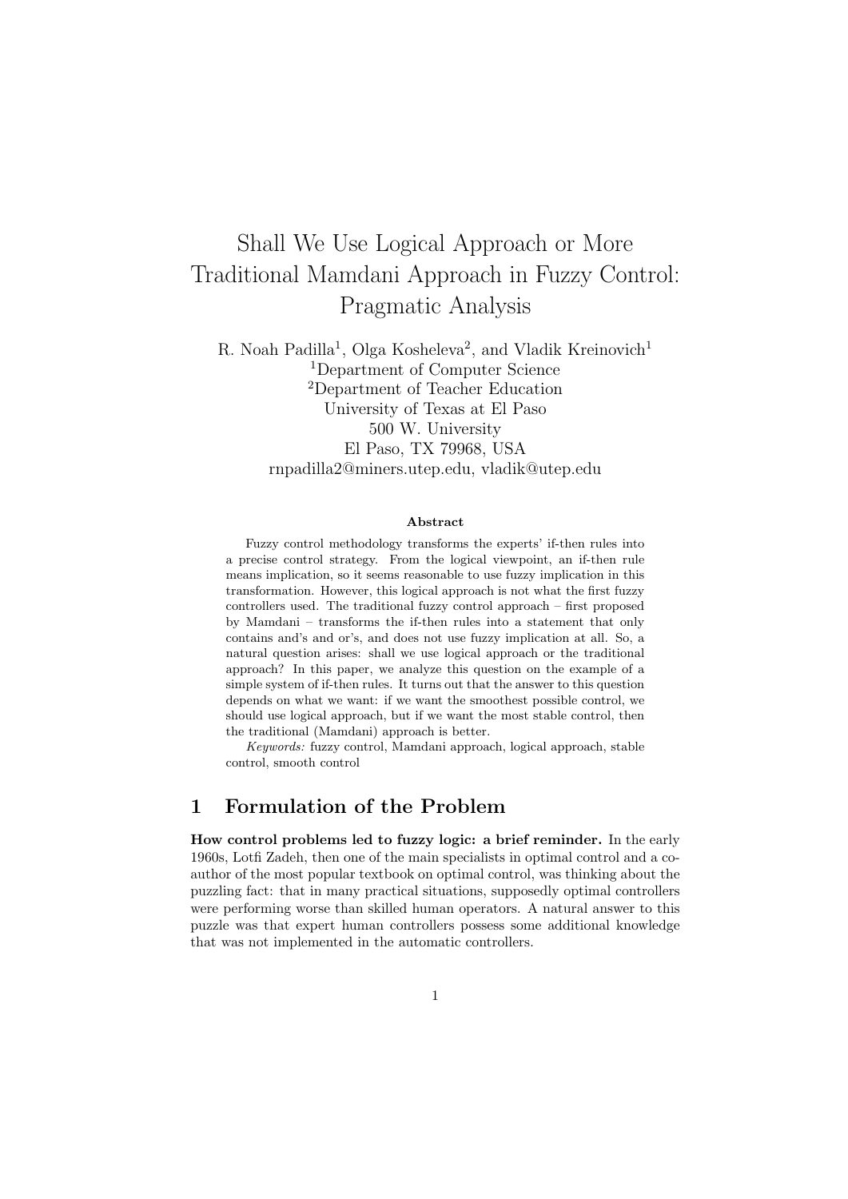# Shall We Use Logical Approach or More Traditional Mamdani Approach in Fuzzy Control: Pragmatic Analysis

R. Noah Padilla[1], Olga Kosheleva[2], and Vladik Kreinovich[1]

[1]Department of Computer Science
[2]Department of Teacher Education
University of Texas at El Paso
500 W. University
El Paso, TX 79968, USA
rnpadilla2@miners.utep.edu, vladik@utep.edu

**Abstract**

Fuzzy control methodology transforms the experts' if-then rules into a precise control strategy. From the logical viewpoint, an if-then rule means implication, so it seems reasonable to use fuzzy implication in this transformation. However, this logical approach is not what the first fuzzy controllers used. The traditional fuzzy control approach – first proposed by Mamdani – transforms the if-then rules into a statement that only contains and's and or's, and does not use fuzzy implication at all. So, a natural question arises: shall we use logical approach or the traditional approach? In this paper, we analyze this question on the example of a simple system of if-then rules. It turns out that the answer to this question depends on what we want: if we want the smoothest possible control, we should use logical approach, but if we want the most stable control, then the traditional (Mamdani) approach is better.

*Keywords:* fuzzy control, Mamdani approach, logical approach, stable control, smooth control

## 1 Formulation of the Problem

**How control problems led to fuzzy logic: a brief reminder.** In the early 1960s, Lotfi Zadeh, then one of the main specialists in optimal control and a co-author of the most popular textbook on optimal control, was thinking about the puzzling fact: that in many practical situations, supposedly optimal controllers were performing worse than skilled human operators. A natural answer to this puzzle was that expert human controllers possess some additional knowledge that was not implemented in the automatic controllers.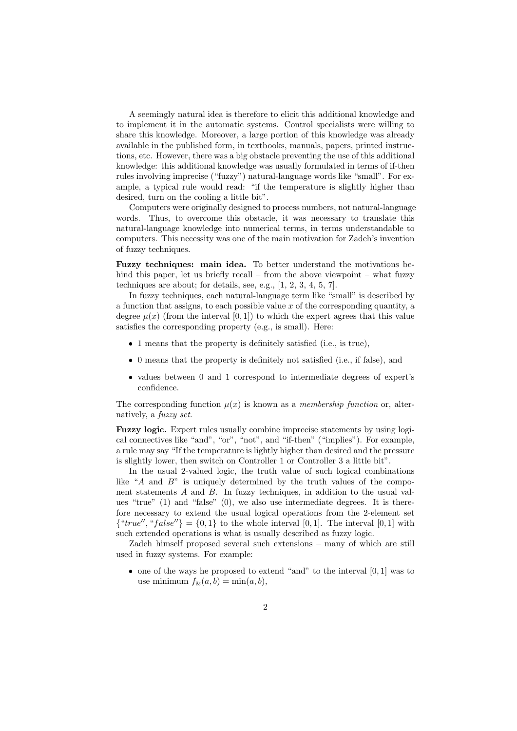A seemingly natural idea is therefore to elicit this additional knowledge and to implement it in the automatic systems. Control specialists were willing to share this knowledge. Moreover, a large portion of this knowledge was already available in the published form, in textbooks, manuals, papers, printed instructions, etc. However, there was a big obstacle preventing the use of this additional knowledge: this additional knowledge was usually formulated in terms of if-then rules involving imprecise ("fuzzy") natural-language words like "small". For example, a typical rule would read: "if the temperature is slightly higher than desired, turn on the cooling a little bit".

Computers were originally designed to process numbers, not natural-language words. Thus, to overcome this obstacle, it was necessary to translate this natural-language knowledge into numerical terms, in terms understandable to computers. This necessity was one of the main motivation for Zadeh's invention of fuzzy techniques.

**Fuzzy techniques: main idea.** To better understand the motivations behind this paper, let us briefly recall – from the above viewpoint – what fuzzy techniques are about; for details, see, e.g., [1, 2, 3, 4, 5, 7].

In fuzzy techniques, each natural-language term like "small" is described by a function that assigns, to each possible value $x$ of the corresponding quantity, a degree $\mu(x)$ (from the interval $[0,1]$) to which the expert agrees that this value satisfies the corresponding property (e.g., is small). Here:

- 1 means that the property is definitely satisfied (i.e., is true),
- 0 means that the property is definitely not satisfied (i.e., if false), and
- values between 0 and 1 correspond to intermediate degrees of expert's confidence.

The corresponding function $\mu(x)$ is known as a *membership function* or, alternatively, a *fuzzy set*.

**Fuzzy logic.** Expert rules usually combine imprecise statements by using logical connectives like "and", "or", "not", and "if-then" ("implies"). For example, a rule may say "If the temperature is lightly higher than desired and the pressure is slightly lower, then switch on Controller 1 or Controller 3 a little bit".

In the usual 2-valued logic, the truth value of such logical combinations like "$A$ and $B$" is uniquely determined by the truth values of the component statements $A$ and $B$. In fuzzy techniques, in addition to the usual values "true" (1) and "false" (0), we also use intermediate degrees. It is therefore necessary to extend the usual logical operations from the 2-element set $\{``true'', ``false''\} = \{0,1\}$ to the whole interval $[0,1]$. The interval $[0,1]$ with such extended operations is what is usually described as fuzzy logic.

Zadeh himself proposed several such extensions – many of which are still used in fuzzy systems. For example:

- one of the ways he proposed to extend "and" to the interval $[0,1]$ was to use minimum $f_{\&}(a,b) = \min(a,b)$,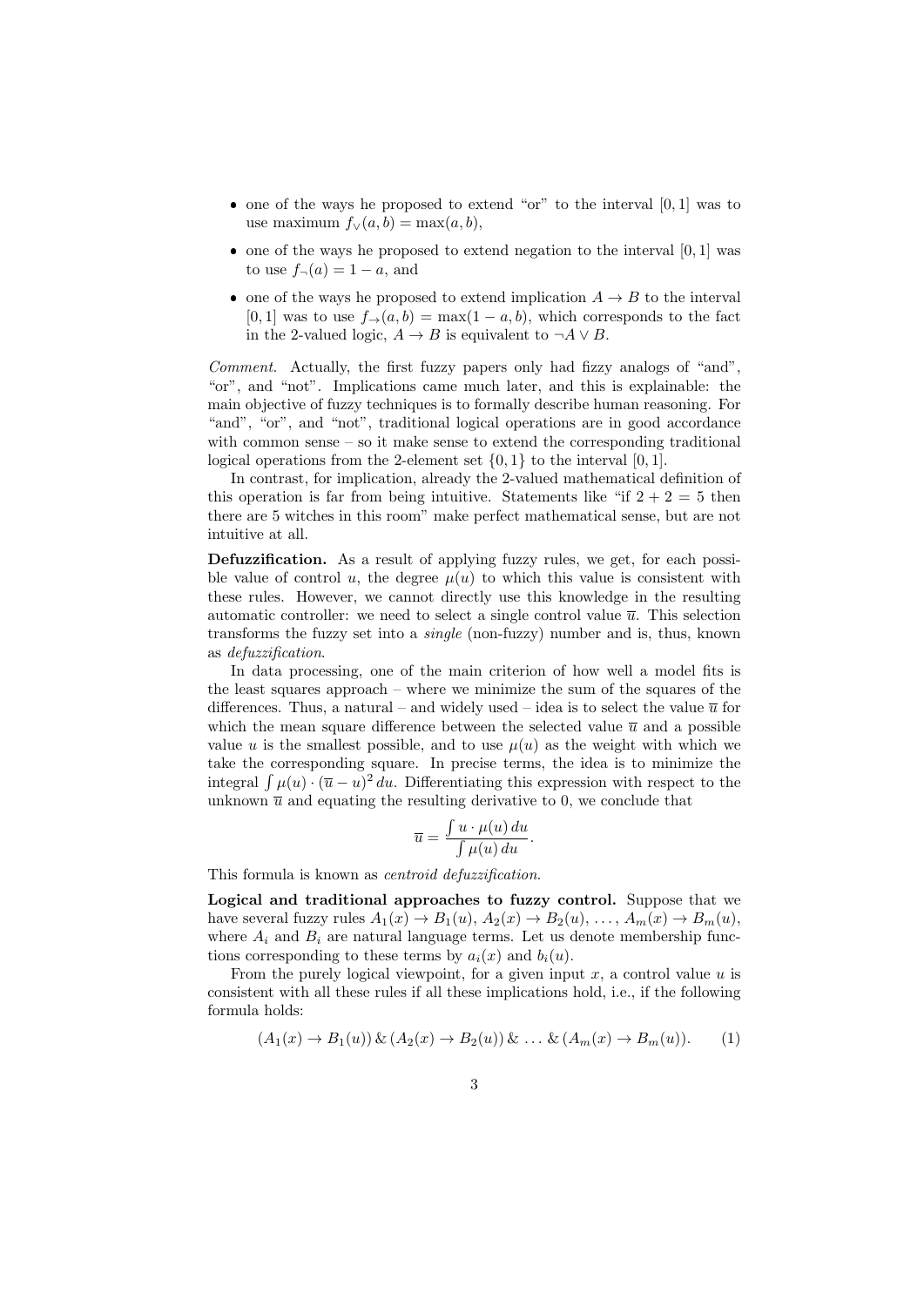- one of the ways he proposed to extend "or" to the interval $[0, 1]$ was to use maximum $f_\vee(a, b) = \max(a, b)$,
- one of the ways he proposed to extend negation to the interval $[0, 1]$ was to use $f_\neg(a) = 1 - a$, and
- one of the ways he proposed to extend implication $A \to B$ to the interval $[0, 1]$ was to use $f_\to(a, b) = \max(1 - a, b)$, which corresponds to the fact in the 2-valued logic, $A \to B$ is equivalent to $\neg A \vee B$.

*Comment.* Actually, the first fuzzy papers only had fizzy analogs of "and", "or", and "not". Implications came much later, and this is explainable: the main objective of fuzzy techniques is to formally describe human reasoning. For "and", "or", and "not", traditional logical operations are in good accordance with common sense – so it make sense to extend the corresponding traditional logical operations from the 2-element set $\{0, 1\}$ to the interval $[0, 1]$.

In contrast, for implication, already the 2-valued mathematical definition of this operation is far from being intuitive. Statements like "if $2 + 2 = 5$ then there are 5 witches in this room" make perfect mathematical sense, but are not intuitive at all.

**Defuzzification.** As a result of applying fuzzy rules, we get, for each possible value of control $u$, the degree $\mu(u)$ to which this value is consistent with these rules. However, we cannot directly use this knowledge in the resulting automatic controller: we need to select a single control value $\overline{u}$. This selection transforms the fuzzy set into a *single* (non-fuzzy) number and is, thus, known as *defuzzification*.

In data processing, one of the main criterion of how well a model fits is the least squares approach – where we minimize the sum of the squares of the differences. Thus, a natural – and widely used – idea is to select the value $\overline{u}$ for which the mean square difference between the selected value $\overline{u}$ and a possible value $u$ is the smallest possible, and to use $\mu(u)$ as the weight with which we take the corresponding square. In precise terms, the idea is to minimize the integral $\int \mu(u) \cdot (\overline{u} - u)^2 \, du$. Differentiating this expression with respect to the unknown $\overline{u}$ and equating the resulting derivative to 0, we conclude that

$$\overline{u} = \frac{\int u \cdot \mu(u) \, du}{\int \mu(u) \, du}.$$

This formula is known as *centroid defuzzification*.

**Logical and traditional approaches to fuzzy control.** Suppose that we have several fuzzy rules $A_1(x) \to B_1(u)$, $A_2(x) \to B_2(u)$, $\ldots$, $A_m(x) \to B_m(u)$, where $A_i$ and $B_i$ are natural language terms. Let us denote membership functions corresponding to these terms by $a_i(x)$ and $b_i(u)$.

From the purely logical viewpoint, for a given input $x$, a control value $u$ is consistent with all these rules if all these implications hold, i.e., if the following formula holds:

$$(A_1(x) \to B_1(u)) \,\&\, (A_2(x) \to B_2(u)) \,\&\, \ldots \,\&\, (A_m(x) \to B_m(u)). \qquad (1)$$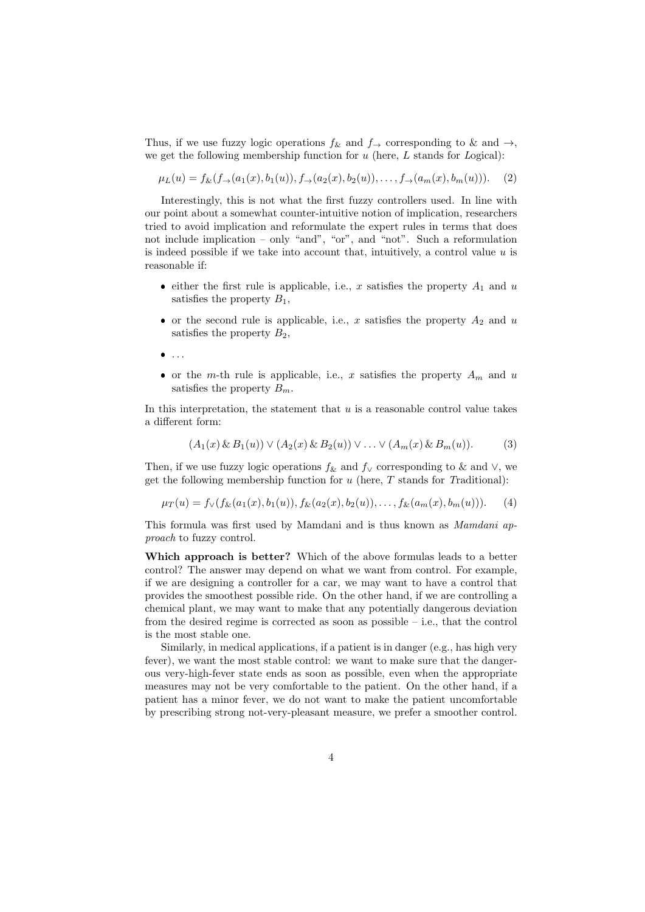Thus, if we use fuzzy logic operations $f_\&$ and $f_\rightarrow$ corresponding to & and $\rightarrow$, we get the following membership function for $u$ (here, $L$ stands for *L*ogical):

$$\mu_L(u) = f_\&(f_\rightarrow(a_1(x), b_1(u)), f_\rightarrow(a_2(x), b_2(u)), \ldots, f_\rightarrow(a_m(x), b_m(u))). \quad (2)$$

Interestingly, this is not what the first fuzzy controllers used. In line with our point about a somewhat counter-intuitive notion of implication, researchers tried to avoid implication and reformulate the expert rules in terms that does not include implication – only "and", "or", and "not". Such a reformulation is indeed possible if we take into account that, intuitively, a control value $u$ is reasonable if:

- either the first rule is applicable, i.e., $x$ satisfies the property $A_1$ and $u$ satisfies the property $B_1$,
- or the second rule is applicable, i.e., $x$ satisfies the property $A_2$ and $u$ satisfies the property $B_2$,
- ...
- or the $m$-th rule is applicable, i.e., $x$ satisfies the property $A_m$ and $u$ satisfies the property $B_m$.

In this interpretation, the statement that $u$ is a reasonable control value takes a different form:

$$(A_1(x) \,\&\, B_1(u)) \vee (A_2(x) \,\&\, B_2(u)) \vee \ldots \vee (A_m(x) \,\&\, B_m(u)). \quad (3)$$

Then, if we use fuzzy logic operations $f_\&$ and $f_\vee$ corresponding to & and $\vee$, we get the following membership function for $u$ (here, $T$ stands for *T*raditional):

$$\mu_T(u) = f_\vee(f_\&(a_1(x), b_1(u)), f_\&(a_2(x), b_2(u)), \ldots, f_\&(a_m(x), b_m(u))). \quad (4)$$

This formula was first used by Mamdani and is thus known as *Mamdani approach* to fuzzy control.

**Which approach is better?** Which of the above formulas leads to a better control? The answer may depend on what we want from control. For example, if we are designing a controller for a car, we may want to have a control that provides the smoothest possible ride. On the other hand, if we are controlling a chemical plant, we may want to make that any potentially dangerous deviation from the desired regime is corrected as soon as possible – i.e., that the control is the most stable one.

Similarly, in medical applications, if a patient is in danger (e.g., has high very fever), we want the most stable control: we want to make sure that the dangerous very-high-fever state ends as soon as possible, even when the appropriate measures may not be very comfortable to the patient. On the other hand, if a patient has a minor fever, we do not want to make the patient uncomfortable by prescribing strong not-very-pleasant measure, we prefer a smoother control.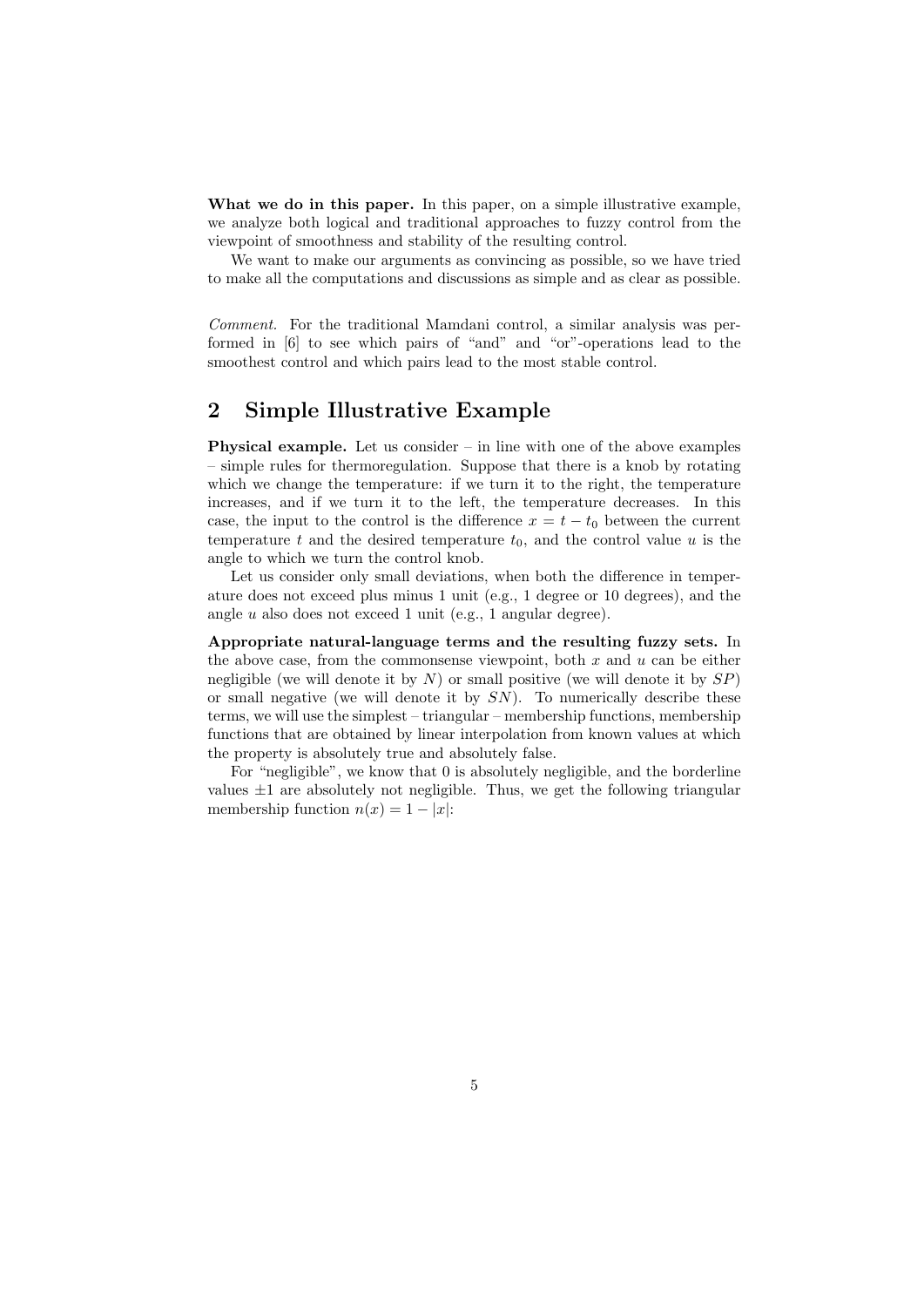**What we do in this paper.** In this paper, on a simple illustrative example, we analyze both logical and traditional approaches to fuzzy control from the viewpoint of smoothness and stability of the resulting control.

We want to make our arguments as convincing as possible, so we have tried to make all the computations and discussions as simple and as clear as possible.

*Comment.* For the traditional Mamdani control, a similar analysis was performed in [6] to see which pairs of "and" and "or"-operations lead to the smoothest control and which pairs lead to the most stable control.

## 2 Simple Illustrative Example

**Physical example.** Let us consider – in line with one of the above examples – simple rules for thermoregulation. Suppose that there is a knob by rotating which we change the temperature: if we turn it to the right, the temperature increases, and if we turn it to the left, the temperature decreases. In this case, the input to the control is the difference $x = t - t_0$ between the current temperature $t$ and the desired temperature $t_0$, and the control value $u$ is the angle to which we turn the control knob.

Let us consider only small deviations, when both the difference in temperature does not exceed plus minus 1 unit (e.g., 1 degree or 10 degrees), and the angle $u$ also does not exceed 1 unit (e.g., 1 angular degree).

**Appropriate natural-language terms and the resulting fuzzy sets.** In the above case, from the commonsense viewpoint, both $x$ and $u$ can be either negligible (we will denote it by $N$) or small positive (we will denote it by $SP$) or small negative (we will denote it by $SN$). To numerically describe these terms, we will use the simplest – triangular – membership functions, membership functions that are obtained by linear interpolation from known values at which the property is absolutely true and absolutely false.

For "negligible", we know that 0 is absolutely negligible, and the borderline values $\pm 1$ are absolutely not negligible. Thus, we get the following triangular membership function $n(x) = 1 - |x|$: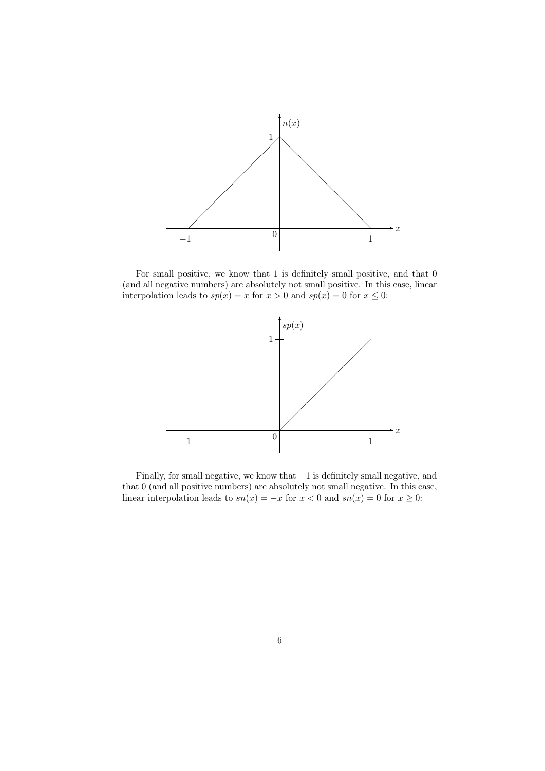For small positive, we know that 1 is definitely small positive, and that 0 (and all negative numbers) are absolutely not small positive. In this case, linear interpolation leads to $sp(x) = x$ for $x > 0$ and $sp(x) = 0$ for $x \leq 0$:

Finally, for small negative, we know that $-1$ is definitely small negative, and that 0 (and all positive numbers) are absolutely not small negative. In this case, linear interpolation leads to $sn(x) = -x$ for $x < 0$ and $sn(x) = 0$ for $x \geq 0$: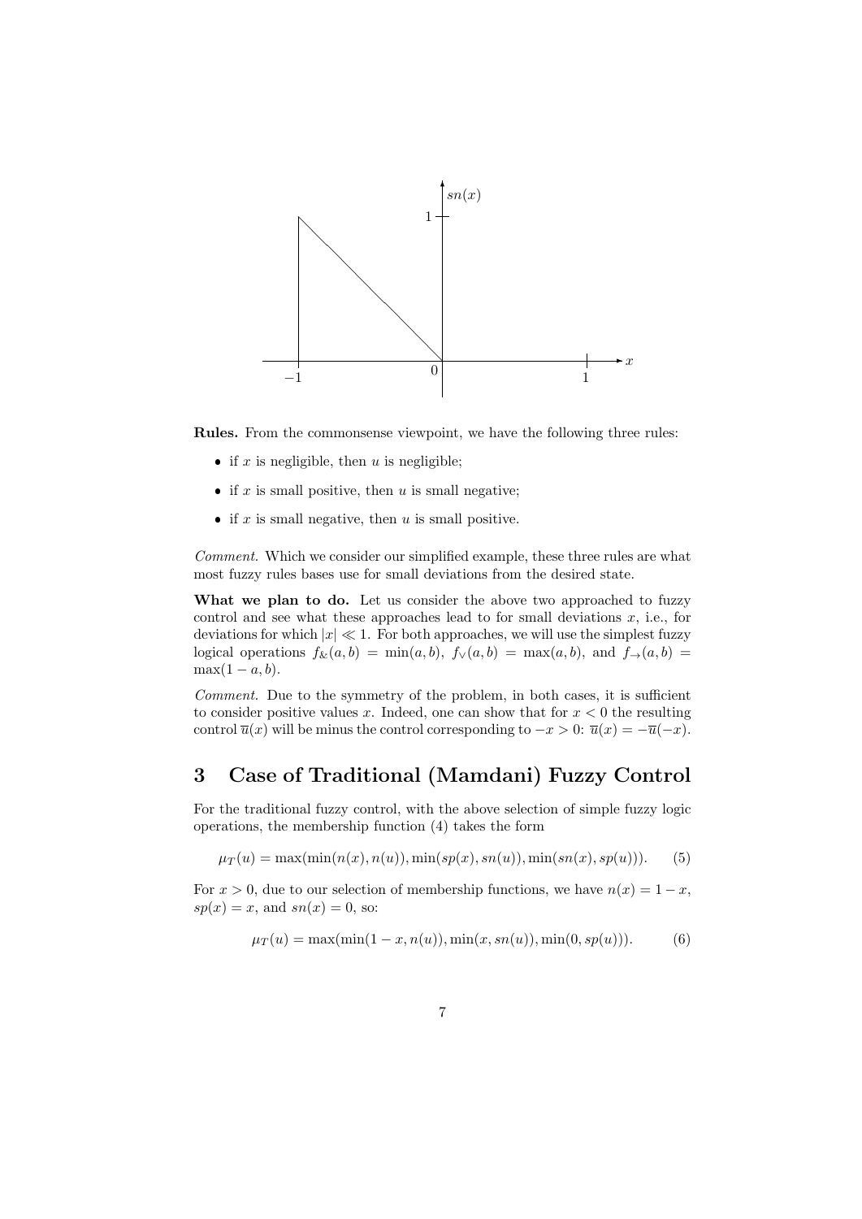**Rules.** From the commonsense viewpoint, we have the following three rules:

- if $x$ is negligible, then $u$ is negligible;
- if $x$ is small positive, then $u$ is small negative;
- if $x$ is small negative, then $u$ is small positive.

*Comment.* Which we consider our simplified example, these three rules are what most fuzzy rules bases use for small deviations from the desired state.

**What we plan to do.** Let us consider the above two approached to fuzzy control and see what these approaches lead to for small deviations $x$, i.e., for deviations for which $|x| \ll 1$. For both approaches, we will use the simplest fuzzy logical operations $f_\&(a,b) = \min(a,b)$, $f_\vee(a,b) = \max(a,b)$, and $f_\rightarrow(a,b) = \max(1-a,b)$.

*Comment.* Due to the symmetry of the problem, in both cases, it is sufficient to consider positive values $x$. Indeed, one can show that for $x < 0$ the resulting control $\overline{u}(x)$ will be minus the control corresponding to $-x > 0$: $\overline{u}(x) = -\overline{u}(-x)$.

## 3 Case of Traditional (Mamdani) Fuzzy Control

For the traditional fuzzy control, with the above selection of simple fuzzy logic operations, the membership function (4) takes the form

$$\mu_T(u) = \max(\min(n(x), n(u)), \min(sp(x), sn(u)), \min(sn(x), sp(u))). \tag{5}$$

For $x > 0$, due to our selection of membership functions, we have $n(x) = 1 - x$, $sp(x) = x$, and $sn(x) = 0$, so:

$$\mu_T(u) = \max(\min(1-x, n(u)), \min(x, sn(u)), \min(0, sp(u))). \tag{6}$$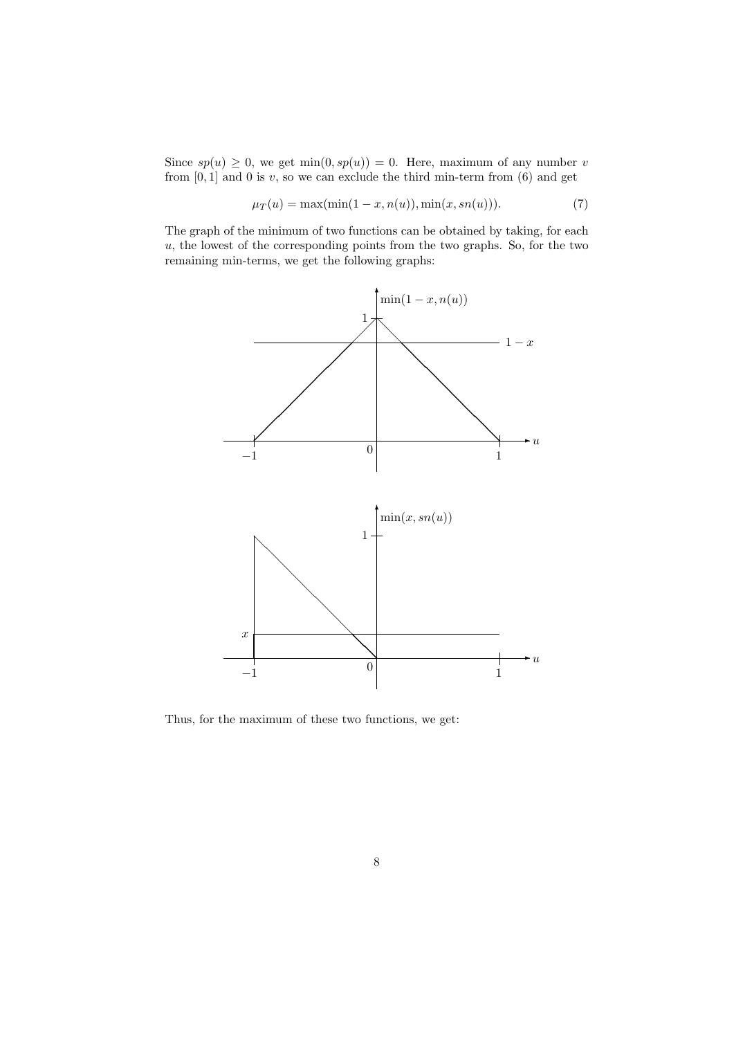Since $sp(u) \geq 0$, we get $\min(0, sp(u)) = 0$. Here, maximum of any number $v$ from $[0, 1]$ and 0 is $v$, so we can exclude the third min-term from (6) and get

$$\mu_T(u) = \max(\min(1 - x, n(u)), \min(x, sn(u))). \tag{7}$$

The graph of the minimum of two functions can be obtained by taking, for each $u$, the lowest of the corresponding points from the two graphs. So, for the two remaining min-terms, we get the following graphs:

Thus, for the maximum of these two functions, we get: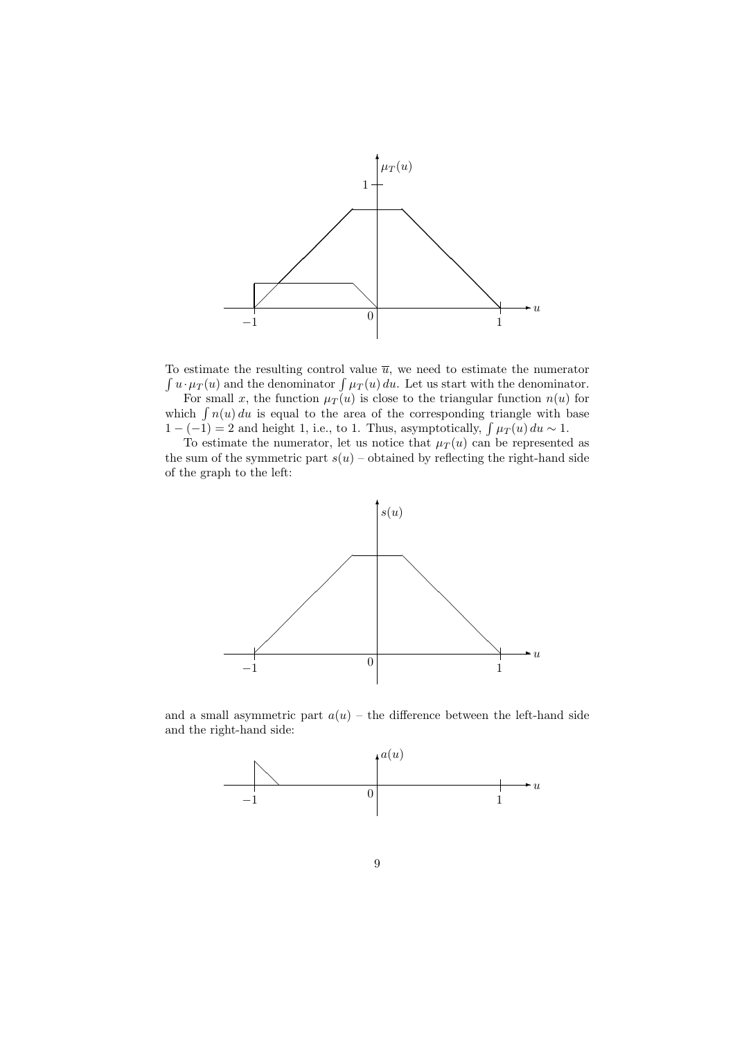To estimate the resulting control value $\overline{u}$, we need to estimate the numerator $\int u \cdot \mu_T(u)$ and the denominator $\int \mu_T(u)\,du$. Let us start with the denominator.

For small $x$, the function $\mu_T(u)$ is close to the triangular function $n(u)$ for which $\int n(u)\,du$ is equal to the area of the corresponding triangle with base $1-(-1)=2$ and height 1, i.e., to 1. Thus, asymptotically, $\int \mu_T(u)\,du \sim 1$.

To estimate the numerator, let us notice that $\mu_T(u)$ can be represented as the sum of the symmetric part $s(u)$ – obtained by reflecting the right-hand side of the graph to the left:

and a small asymmetric part $a(u)$ – the difference between the left-hand side and the right-hand side: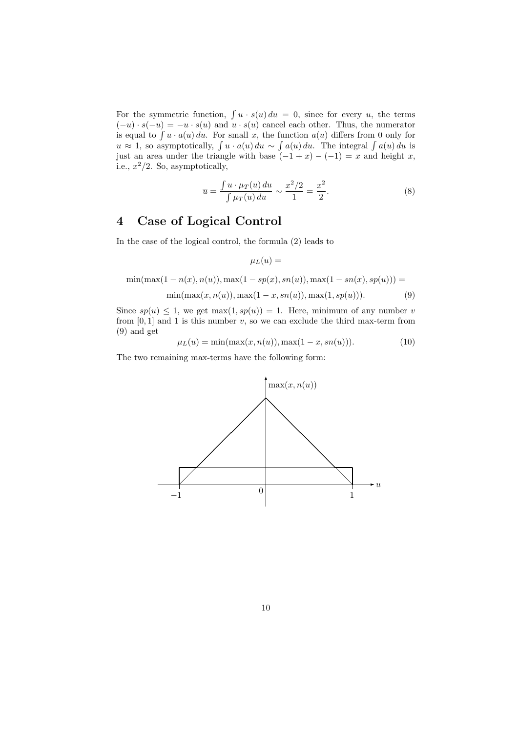For the symmetric function, $\int u \cdot s(u)\,du = 0$, since for every $u$, the terms $(-u) \cdot s(-u) = -u \cdot s(u)$ and $u \cdot s(u)$ cancel each other. Thus, the numerator is equal to $\int u \cdot a(u)\,du$. For small $x$, the function $a(u)$ differs from 0 only for $u \approx 1$, so asymptotically, $\int u \cdot a(u)\,du \sim \int a(u)\,du$. The integral $\int a(u)\,du$ is just an area under the triangle with base $(-1 + x) - (-1) = x$ and height $x$, i.e., $x^2/2$. So, asymptotically,

$$\overline{u} = \frac{\int u \cdot \mu_T(u)\,du}{\int \mu_T(u)\,du} \sim \frac{x^2/2}{1} = \frac{x^2}{2}. \tag{8}$$

## 4 Case of Logical Control

In the case of the logical control, the formula (2) leads to

$$\mu_L(u) =$$

$$\min(\max(1 - n(x), n(u)), \max(1 - sp(x), sn(u)), \max(1 - sn(x), sp(u))) =$$

$$\min(\max(x, n(u)), \max(1 - x, sn(u)), \max(1, sp(u))). \tag{9}$$

Since $sp(u) \leq 1$, we get $\max(1, sp(u)) = 1$. Here, minimum of any number $v$ from $[0, 1]$ and 1 is this number $v$, so we can exclude the third max-term from (9) and get

$$\mu_L(u) = \min(\max(x, n(u)), \max(1 - x, sn(u))). \tag{10}$$

The two remaining max-terms have the following form: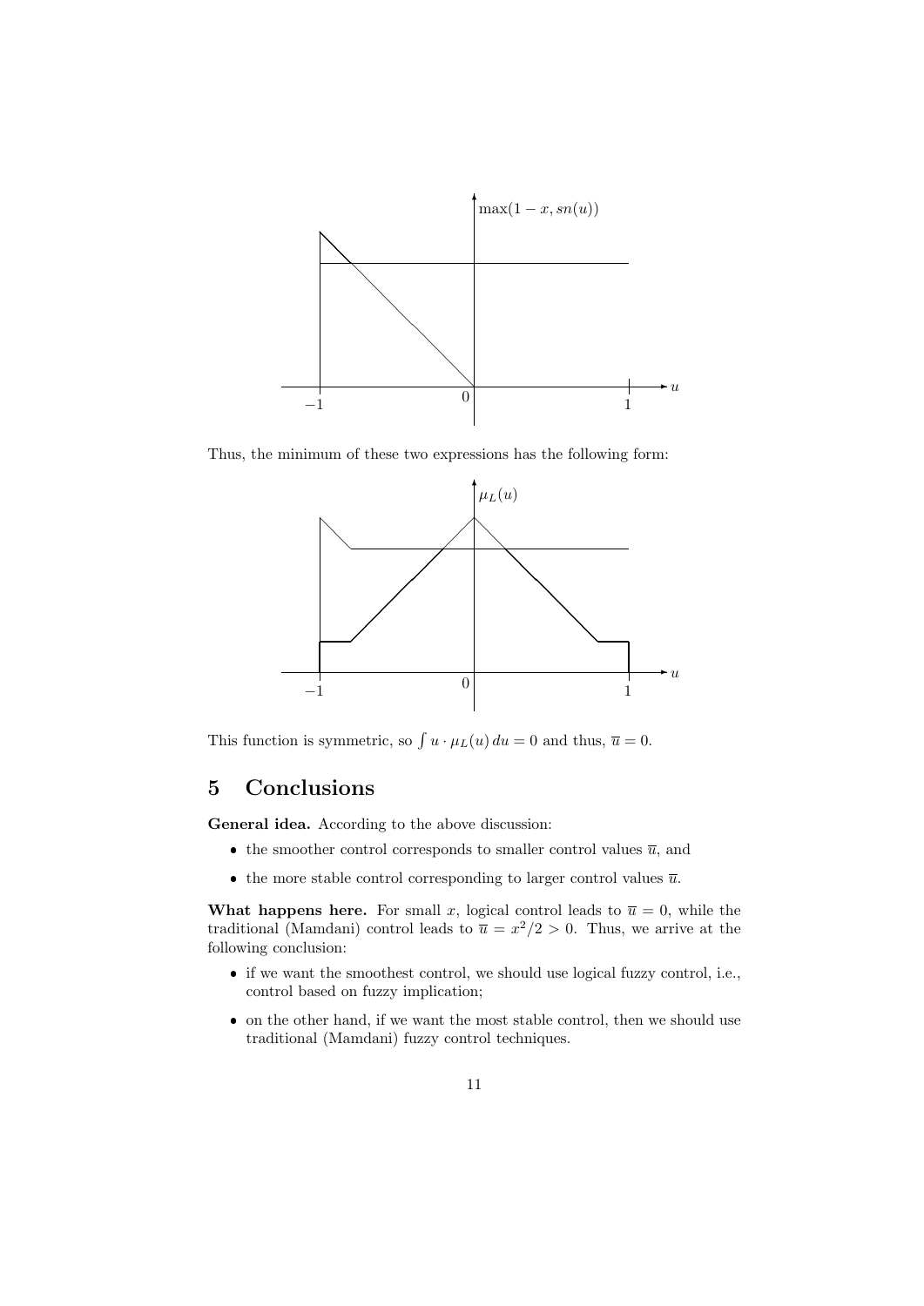Thus, the minimum of these two expressions has the following form:

This function is symmetric, so $\int u \cdot \mu_L(u)\,du = 0$ and thus, $\overline{u} = 0$.

## 5 Conclusions

**General idea.** According to the above discussion:

- the smoother control corresponds to smaller control values $\overline{u}$, and
- the more stable control corresponding to larger control values $\overline{u}$.

**What happens here.** For small $x$, logical control leads to $\overline{u} = 0$, while the traditional (Mamdani) control leads to $\overline{u} = x^2/2 > 0$. Thus, we arrive at the following conclusion:

- if we want the smoothest control, we should use logical fuzzy control, i.e., control based on fuzzy implication;
- on the other hand, if we want the most stable control, then we should use traditional (Mamdani) fuzzy control techniques.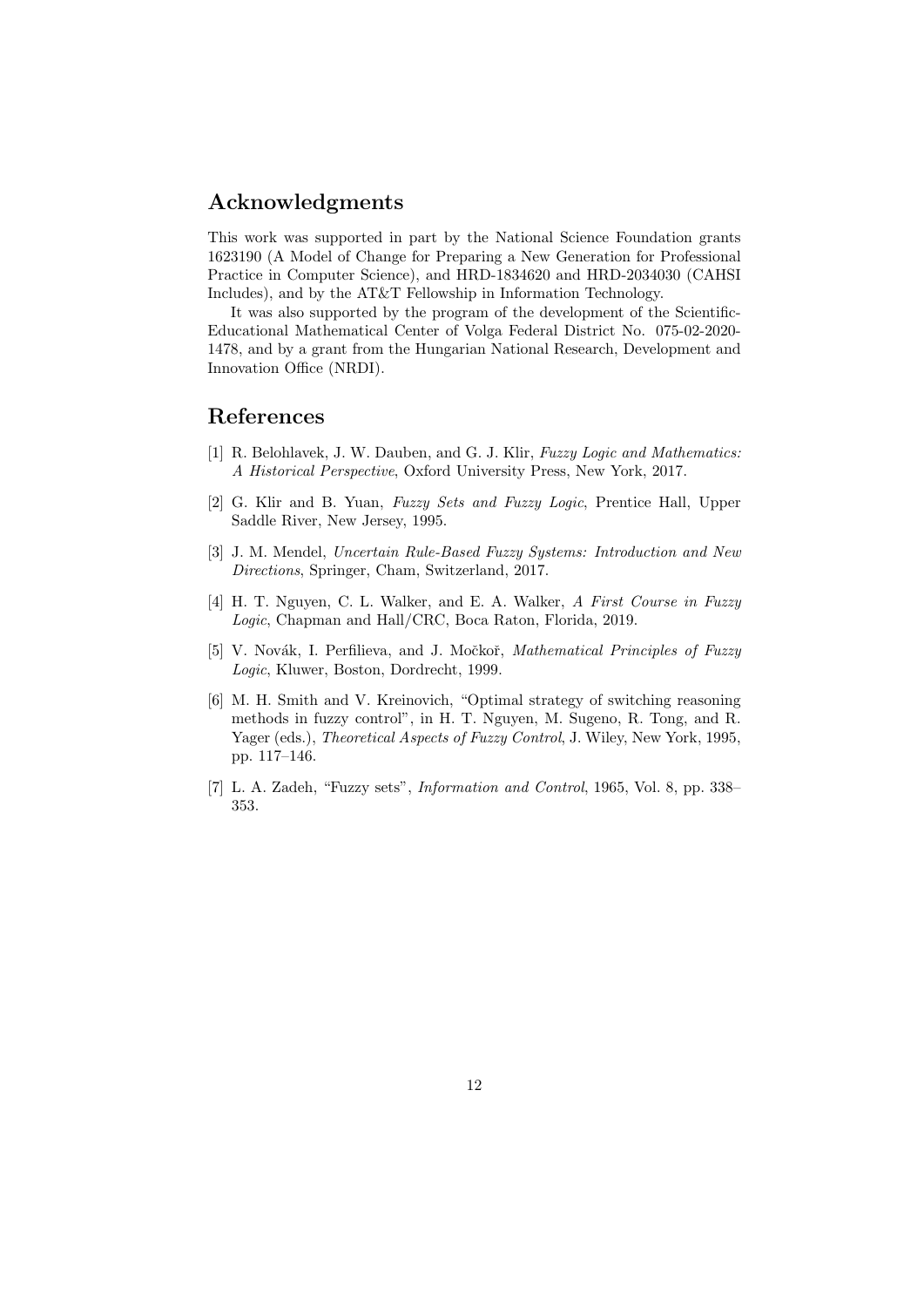## Acknowledgments

This work was supported in part by the National Science Foundation grants 1623190 (A Model of Change for Preparing a New Generation for Professional Practice in Computer Science), and HRD-1834620 and HRD-2034030 (CAHSI Includes), and by the AT&T Fellowship in Information Technology.

It was also supported by the program of the development of the Scientific-Educational Mathematical Center of Volga Federal District No. 075-02-2020-1478, and by a grant from the Hungarian National Research, Development and Innovation Office (NRDI).

## References

[1] R. Belohlavek, J. W. Dauben, and G. J. Klir, *Fuzzy Logic and Mathematics: A Historical Perspective*, Oxford University Press, New York, 2017.

[2] G. Klir and B. Yuan, *Fuzzy Sets and Fuzzy Logic*, Prentice Hall, Upper Saddle River, New Jersey, 1995.

[3] J. M. Mendel, *Uncertain Rule-Based Fuzzy Systems: Introduction and New Directions*, Springer, Cham, Switzerland, 2017.

[4] H. T. Nguyen, C. L. Walker, and E. A. Walker, *A First Course in Fuzzy Logic*, Chapman and Hall/CRC, Boca Raton, Florida, 2019.

[5] V. Novák, I. Perfilieva, and J. Močkoř, *Mathematical Principles of Fuzzy Logic*, Kluwer, Boston, Dordrecht, 1999.

[6] M. H. Smith and V. Kreinovich, "Optimal strategy of switching reasoning methods in fuzzy control", in H. T. Nguyen, M. Sugeno, R. Tong, and R. Yager (eds.), *Theoretical Aspects of Fuzzy Control*, J. Wiley, New York, 1995, pp. 117–146.

[7] L. A. Zadeh, "Fuzzy sets", *Information and Control*, 1965, Vol. 8, pp. 338–353.